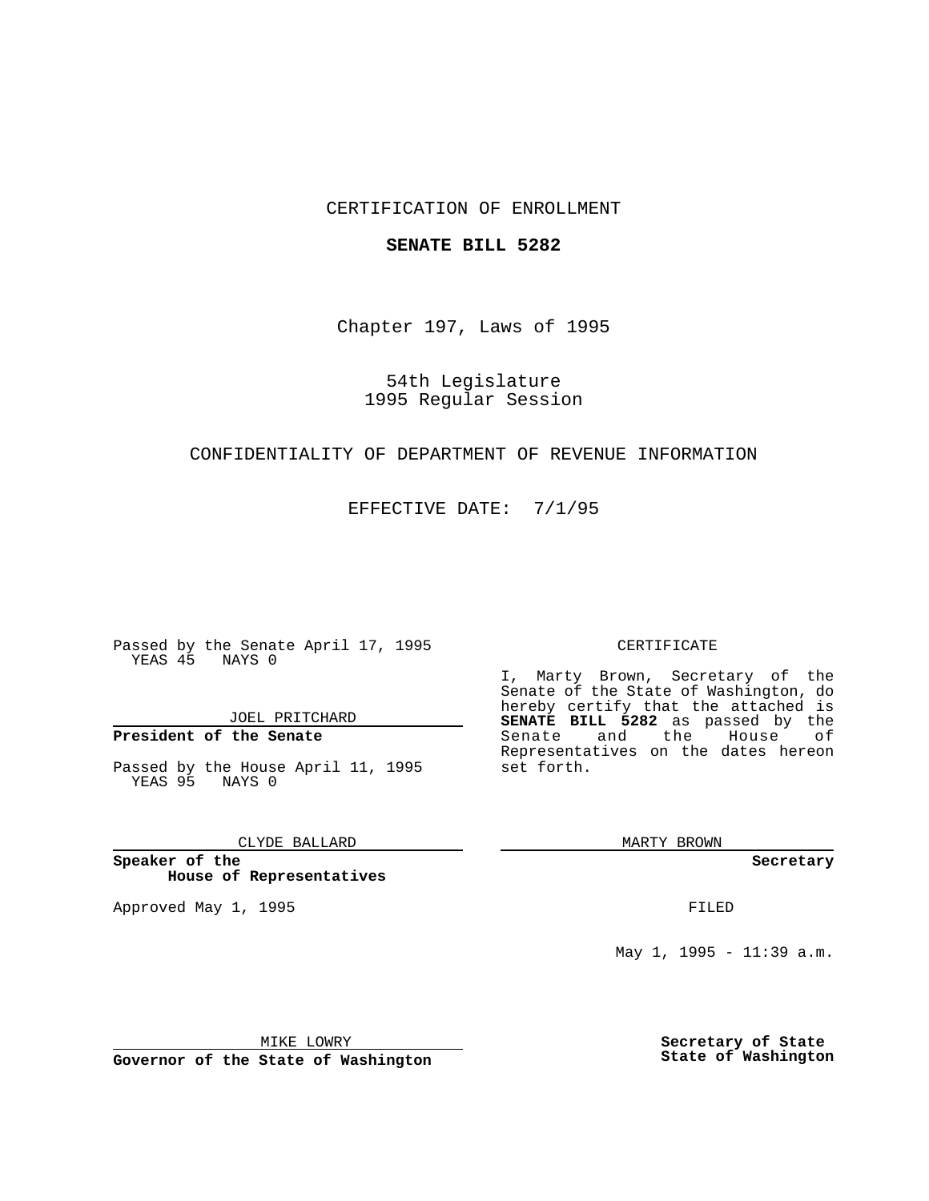CERTIFICATION OF ENROLLMENT

**SENATE BILL 5282**

Chapter 197, Laws of 1995

54th Legislature
1995 Regular Session

CONFIDENTIALITY OF DEPARTMENT OF REVENUE INFORMATION

EFFECTIVE DATE: 7/1/95

Passed by the Senate April 17, 1995
YEAS 45 NAYS 0

JOEL PRITCHARD

**President of the Senate**

Passed by the House April 11, 1995
YEAS 95 NAYS 0

CLYDE BALLARD

**Speaker of the House of Representatives**

Approved May 1, 1995

MIKE LOWRY

**Governor of the State of Washington**

CERTIFICATE

I, Marty Brown, Secretary of the Senate of the State of Washington, do hereby certify that the attached is **SENATE BILL 5282** as passed by the Senate and the House of Representatives on the dates hereon set forth.

MARTY BROWN

**Secretary**

FILED

May 1, 1995 - 11:39 a.m.

**Secretary of State**
**State of Washington**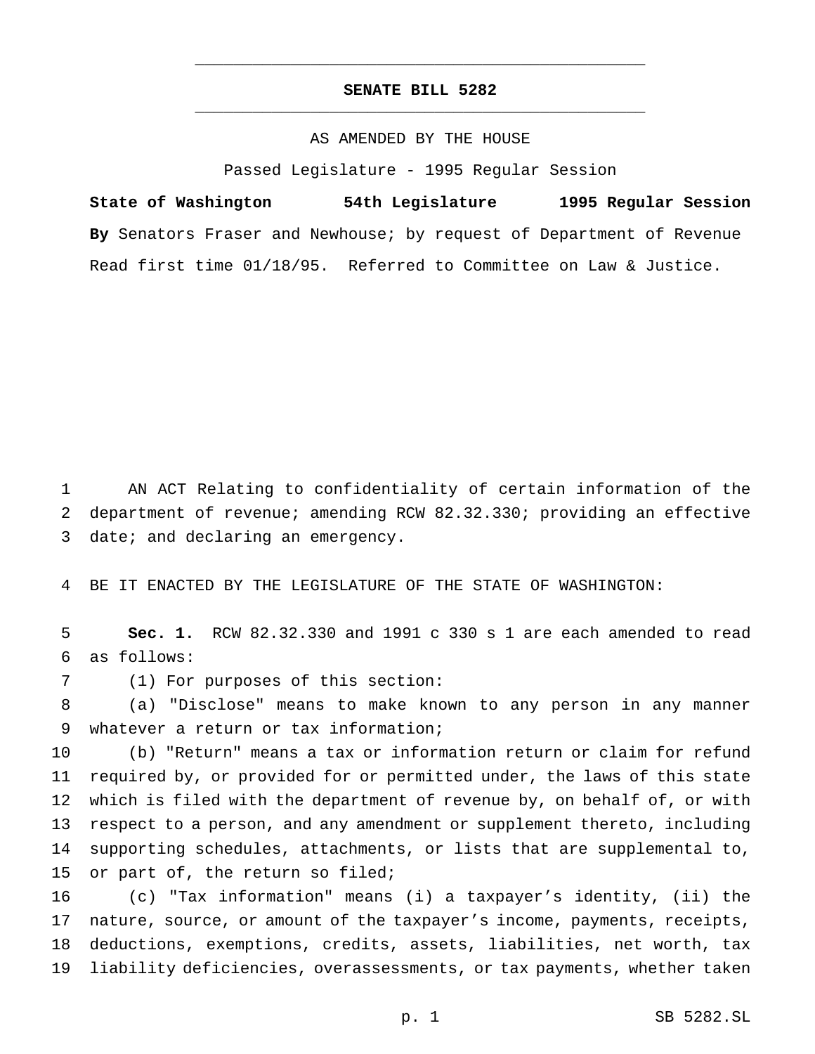**SENATE BILL 5282**

AS AMENDED BY THE HOUSE

Passed Legislature - 1995 Regular Session

**State of Washington 54th Legislature 1995 Regular Session**

**By** Senators Fraser and Newhouse; by request of Department of Revenue

Read first time 01/18/95. Referred to Committee on Law & Justice.

AN ACT Relating to confidentiality of certain information of the department of revenue; amending RCW 82.32.330; providing an effective date; and declaring an emergency.

BE IT ENACTED BY THE LEGISLATURE OF THE STATE OF WASHINGTON:

**Sec. 1.** RCW 82.32.330 and 1991 c 330 s 1 are each amended to read as follows:

(1) For purposes of this section:

(a) "Disclose" means to make known to any person in any manner whatever a return or tax information;

(b) "Return" means a tax or information return or claim for refund required by, or provided for or permitted under, the laws of this state which is filed with the department of revenue by, on behalf of, or with respect to a person, and any amendment or supplement thereto, including supporting schedules, attachments, or lists that are supplemental to, or part of, the return so filed;

(c) "Tax information" means (i) a taxpayer's identity, (ii) the nature, source, or amount of the taxpayer's income, payments, receipts, deductions, exemptions, credits, assets, liabilities, net worth, tax liability deficiencies, overassessments, or tax payments, whether taken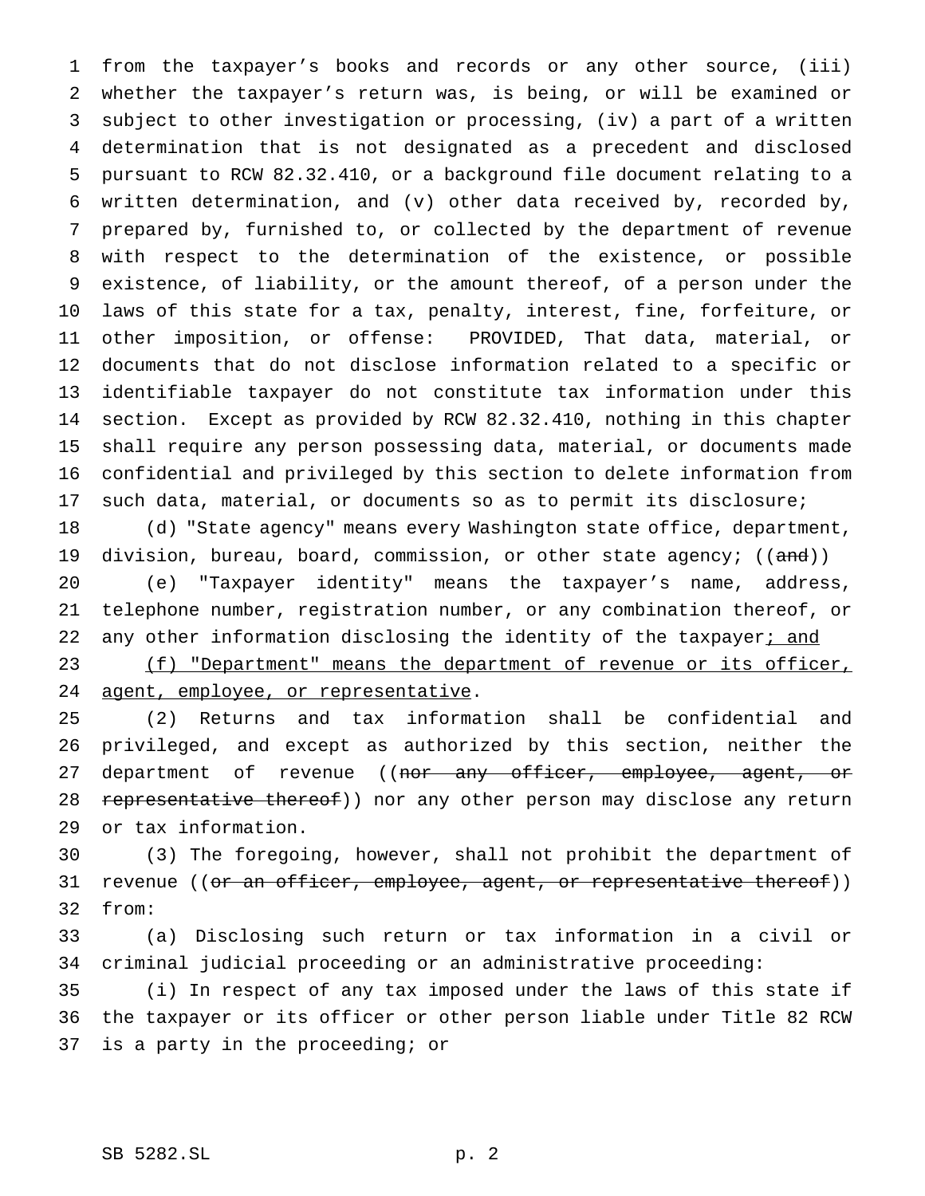from the taxpayer's books and records or any other source, (iii) whether the taxpayer's return was, is being, or will be examined or subject to other investigation or processing, (iv) a part of a written determination that is not designated as a precedent and disclosed pursuant to RCW 82.32.410, or a background file document relating to a written determination, and (v) other data received by, recorded by, prepared by, furnished to, or collected by the department of revenue with respect to the determination of the existence, or possible existence, of liability, or the amount thereof, of a person under the laws of this state for a tax, penalty, interest, fine, forfeiture, or other imposition, or offense: PROVIDED, That data, material, or documents that do not disclose information related to a specific or identifiable taxpayer do not constitute tax information under this section. Except as provided by RCW 82.32.410, nothing in this chapter shall require any person possessing data, material, or documents made confidential and privileged by this section to delete information from such data, material, or documents so as to permit its disclosure;

(d) "State agency" means every Washington state office, department, division, bureau, board, commission, or other state agency; ((~~and~~))

(e) "Taxpayer identity" means the taxpayer's name, address, telephone number, registration number, or any combination thereof, or any other information disclosing the identity of the taxpayer<u>; and</u>

<u>(f) "Department" means the department of revenue or its officer, agent, employee, or representative</u>.

(2) Returns and tax information shall be confidential and privileged, and except as authorized by this section, neither the department of revenue ((~~nor any officer, employee, agent, or representative thereof~~)) nor any other person may disclose any return or tax information.

(3) The foregoing, however, shall not prohibit the department of revenue ((~~or an officer, employee, agent, or representative thereof~~)) from:

(a) Disclosing such return or tax information in a civil or criminal judicial proceeding or an administrative proceeding:

(i) In respect of any tax imposed under the laws of this state if the taxpayer or its officer or other person liable under Title 82 RCW is a party in the proceeding; or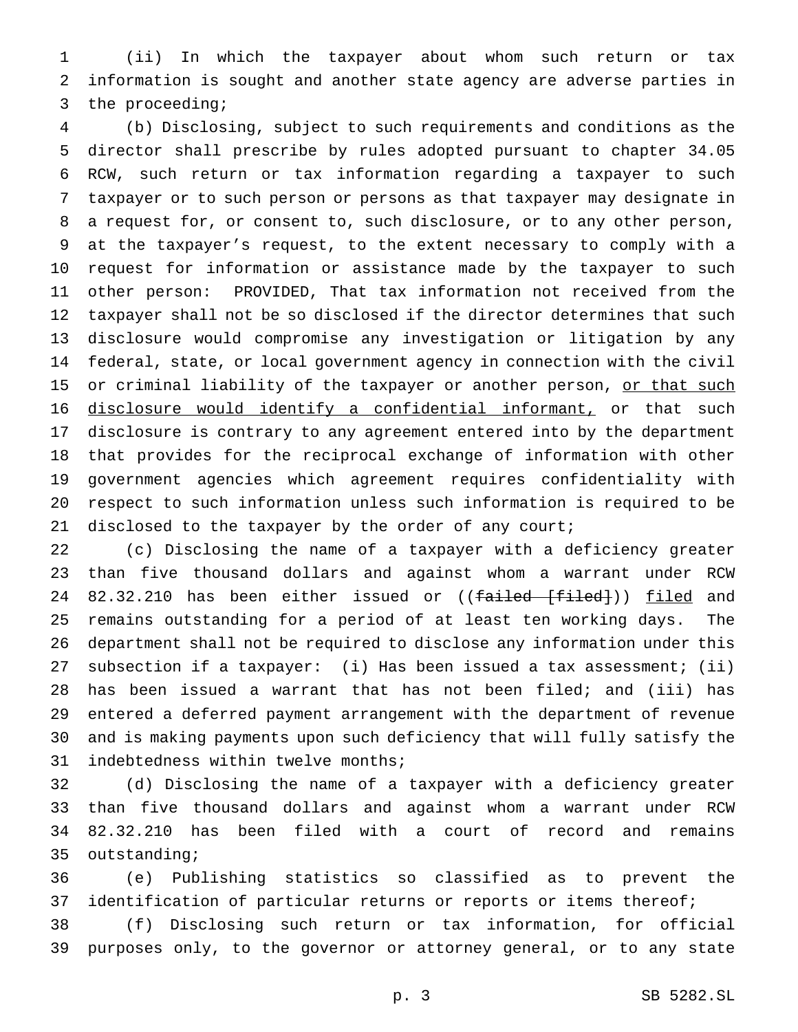(ii) In which the taxpayer about whom such return or tax information is sought and another state agency are adverse parties in the proceeding;

(b) Disclosing, subject to such requirements and conditions as the director shall prescribe by rules adopted pursuant to chapter 34.05 RCW, such return or tax information regarding a taxpayer to such taxpayer or to such person or persons as that taxpayer may designate in a request for, or consent to, such disclosure, or to any other person, at the taxpayer's request, to the extent necessary to comply with a request for information or assistance made by the taxpayer to such other person: PROVIDED, That tax information not received from the taxpayer shall not be so disclosed if the director determines that such disclosure would compromise any investigation or litigation by any federal, state, or local government agency in connection with the civil or criminal liability of the taxpayer or another person, <u>or that such disclosure would identify a confidential informant,</u> or that such disclosure is contrary to any agreement entered into by the department that provides for the reciprocal exchange of information with other government agencies which agreement requires confidentiality with respect to such information unless such information is required to be disclosed to the taxpayer by the order of any court;

(c) Disclosing the name of a taxpayer with a deficiency greater than five thousand dollars and against whom a warrant under RCW 82.32.210 has been either issued or ((~~failed [filed]~~)) <u>filed</u> and remains outstanding for a period of at least ten working days. The department shall not be required to disclose any information under this subsection if a taxpayer: (i) Has been issued a tax assessment; (ii) has been issued a warrant that has not been filed; and (iii) has entered a deferred payment arrangement with the department of revenue and is making payments upon such deficiency that will fully satisfy the indebtedness within twelve months;

(d) Disclosing the name of a taxpayer with a deficiency greater than five thousand dollars and against whom a warrant under RCW 82.32.210 has been filed with a court of record and remains outstanding;

(e) Publishing statistics so classified as to prevent the identification of particular returns or reports or items thereof;

(f) Disclosing such return or tax information, for official purposes only, to the governor or attorney general, or to any state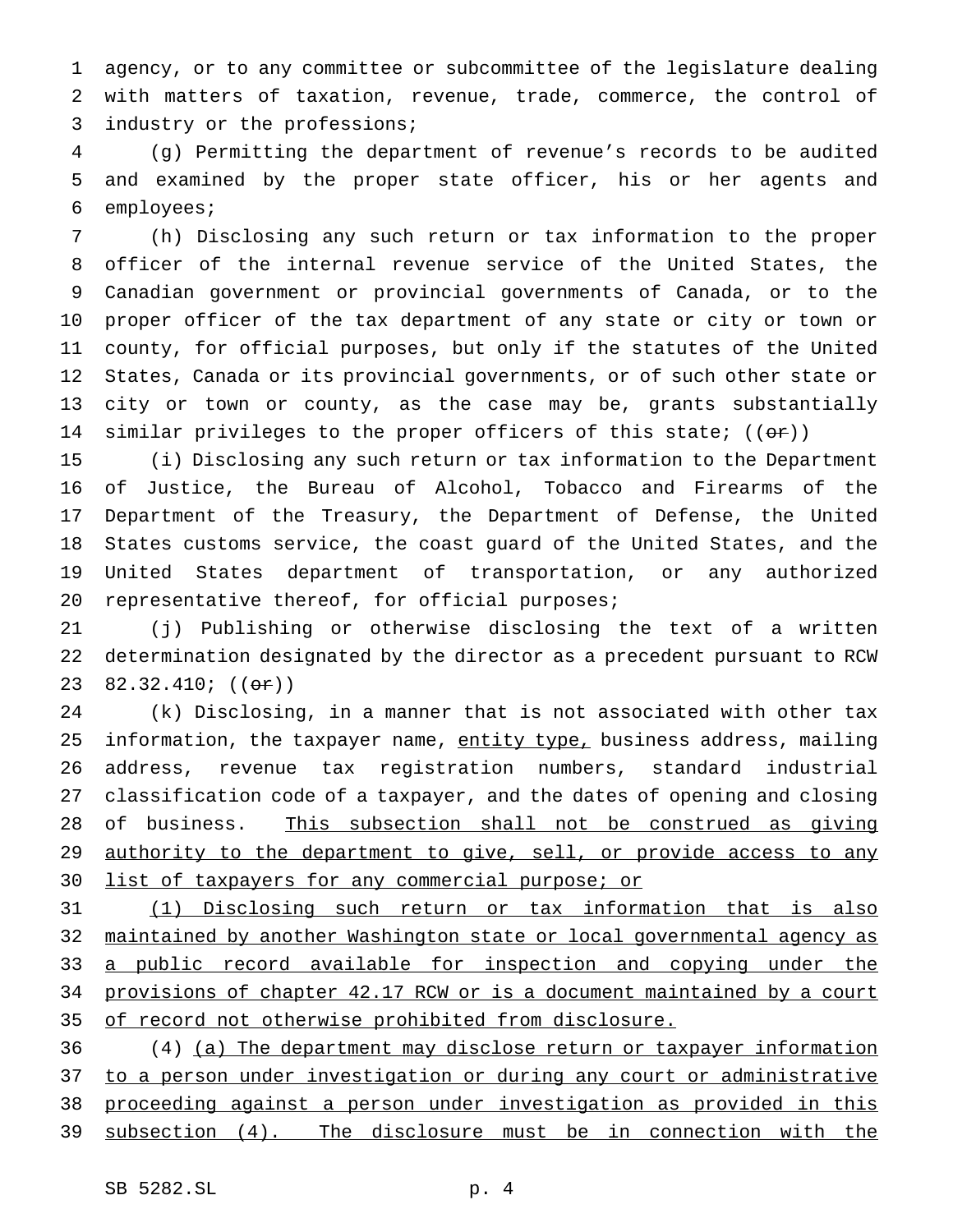agency, or to any committee or subcommittee of the legislature dealing with matters of taxation, revenue, trade, commerce, the control of industry or the professions;

(g) Permitting the department of revenue's records to be audited and examined by the proper state officer, his or her agents and employees;

(h) Disclosing any such return or tax information to the proper officer of the internal revenue service of the United States, the Canadian government or provincial governments of Canada, or to the proper officer of the tax department of any state or city or town or county, for official purposes, but only if the statutes of the United States, Canada or its provincial governments, or of such other state or city or town or county, as the case may be, grants substantially similar privileges to the proper officers of this state; ((~~or~~))

(i) Disclosing any such return or tax information to the Department of Justice, the Bureau of Alcohol, Tobacco and Firearms of the Department of the Treasury, the Department of Defense, the United States customs service, the coast guard of the United States, and the United States department of transportation, or any authorized representative thereof, for official purposes;

(j) Publishing or otherwise disclosing the text of a written determination designated by the director as a precedent pursuant to RCW 82.32.410; ((~~or~~))

(k) Disclosing, in a manner that is not associated with other tax information, the taxpayer name, <u>entity type,</u> business address, mailing address, revenue tax registration numbers, standard industrial classification code of a taxpayer, and the dates of opening and closing of business. <u>This subsection shall not be construed as giving authority to the department to give, sell, or provide access to any list of taxpayers for any commercial purpose; or</u>

<u>(l) Disclosing such return or tax information that is also maintained by another Washington state or local governmental agency as a public record available for inspection and copying under the provisions of chapter 42.17 RCW or is a document maintained by a court of record not otherwise prohibited from disclosure.</u>

(4) <u>(a) The department may disclose return or taxpayer information to a person under investigation or during any court or administrative proceeding against a person under investigation as provided in this subsection (4). The disclosure must be in connection with the</u>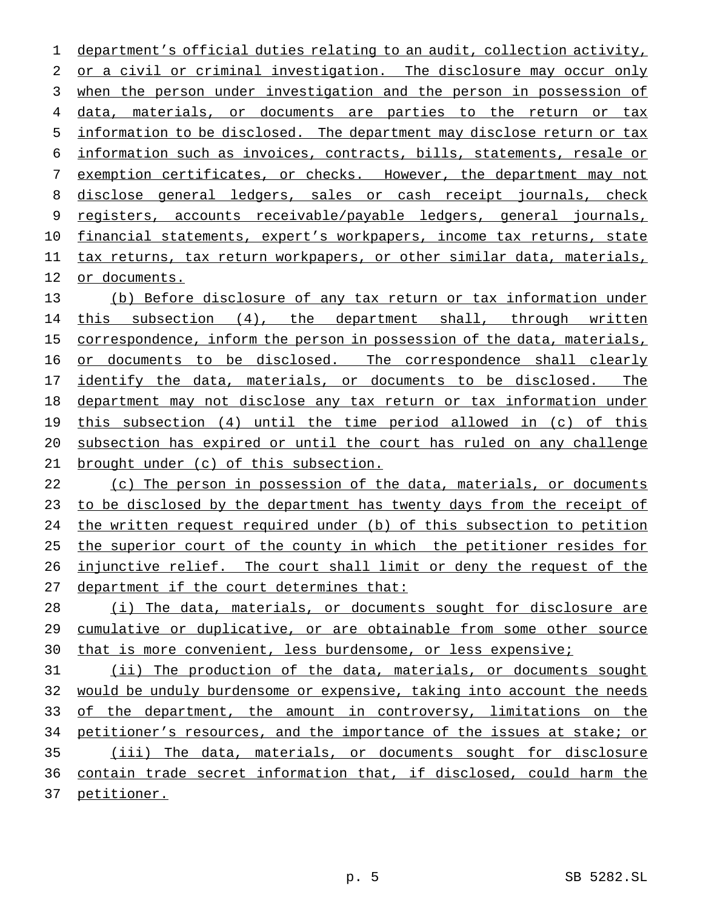department's official duties relating to an audit, collection activity, or a civil or criminal investigation. The disclosure may occur only when the person under investigation and the person in possession of data, materials, or documents are parties to the return or tax information to be disclosed. The department may disclose return or tax information such as invoices, contracts, bills, statements, resale or exemption certificates, or checks. However, the department may not disclose general ledgers, sales or cash receipt journals, check registers, accounts receivable/payable ledgers, general journals, financial statements, expert's workpapers, income tax returns, state tax returns, tax return workpapers, or other similar data, materials, or documents.

(b) Before disclosure of any tax return or tax information under this subsection (4), the department shall, through written correspondence, inform the person in possession of the data, materials, or documents to be disclosed. The correspondence shall clearly identify the data, materials, or documents to be disclosed. The department may not disclose any tax return or tax information under this subsection (4) until the time period allowed in (c) of this subsection has expired or until the court has ruled on any challenge brought under (c) of this subsection.

(c) The person in possession of the data, materials, or documents to be disclosed by the department has twenty days from the receipt of the written request required under (b) of this subsection to petition the superior court of the county in which the petitioner resides for injunctive relief. The court shall limit or deny the request of the department if the court determines that:

(i) The data, materials, or documents sought for disclosure are cumulative or duplicative, or are obtainable from some other source that is more convenient, less burdensome, or less expensive;

(ii) The production of the data, materials, or documents sought would be unduly burdensome or expensive, taking into account the needs of the department, the amount in controversy, limitations on the petitioner's resources, and the importance of the issues at stake; or

(iii) The data, materials, or documents sought for disclosure contain trade secret information that, if disclosed, could harm the petitioner.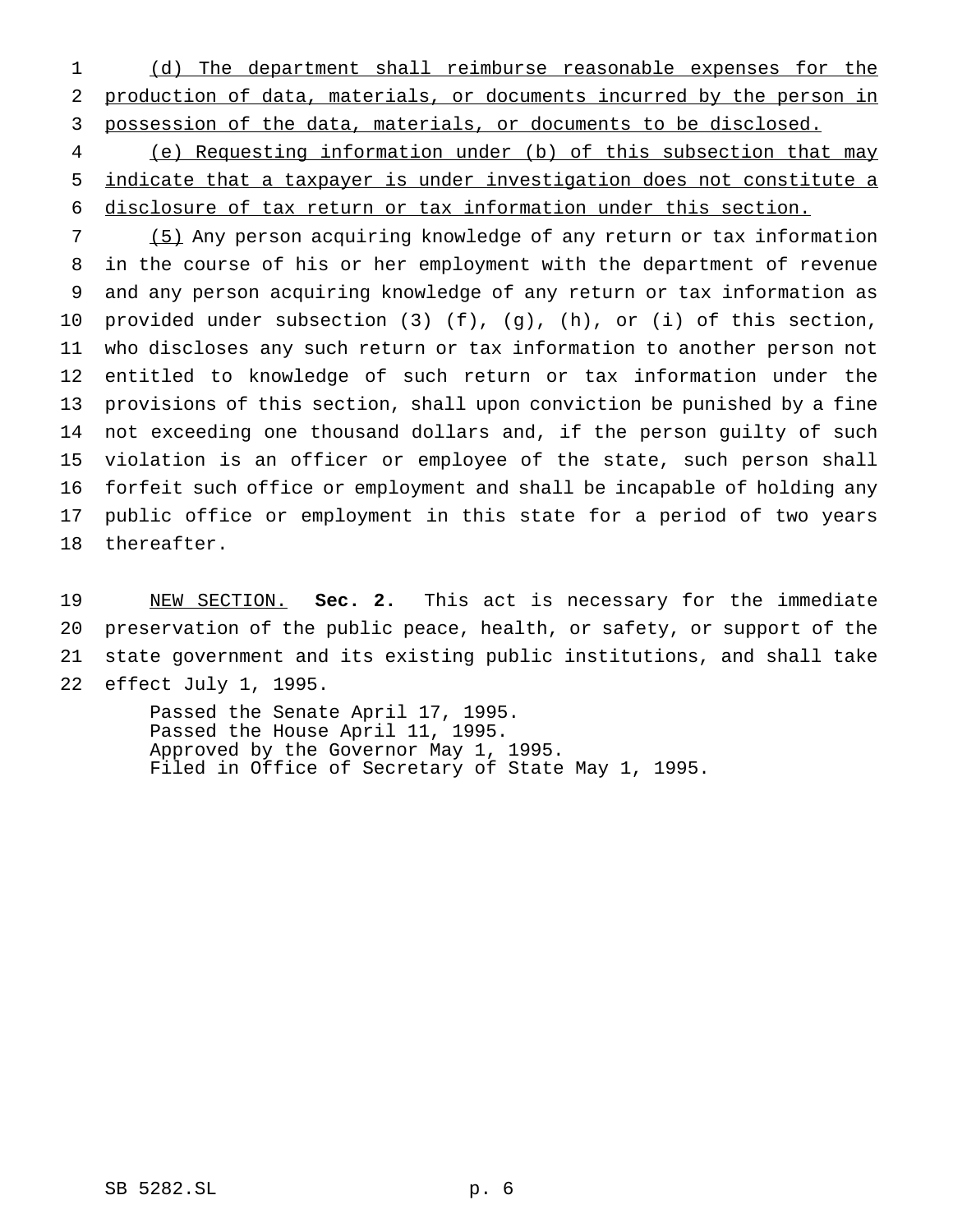(d) The department shall reimburse reasonable expenses for the production of data, materials, or documents incurred by the person in possession of the data, materials, or documents to be disclosed.

(e) Requesting information under (b) of this subsection that may indicate that a taxpayer is under investigation does not constitute a disclosure of tax return or tax information under this section.

(5) Any person acquiring knowledge of any return or tax information in the course of his or her employment with the department of revenue and any person acquiring knowledge of any return or tax information as provided under subsection (3) (f), (g), (h), or (i) of this section, who discloses any such return or tax information to another person not entitled to knowledge of such return or tax information under the provisions of this section, shall upon conviction be punished by a fine not exceeding one thousand dollars and, if the person guilty of such violation is an officer or employee of the state, such person shall forfeit such office or employment and shall be incapable of holding any public office or employment in this state for a period of two years thereafter.

NEW SECTION. **Sec. 2.** This act is necessary for the immediate preservation of the public peace, health, or safety, or support of the state government and its existing public institutions, and shall take effect July 1, 1995.

Passed the Senate April 17, 1995.
Passed the House April 11, 1995.
Approved by the Governor May 1, 1995.
Filed in Office of Secretary of State May 1, 1995.